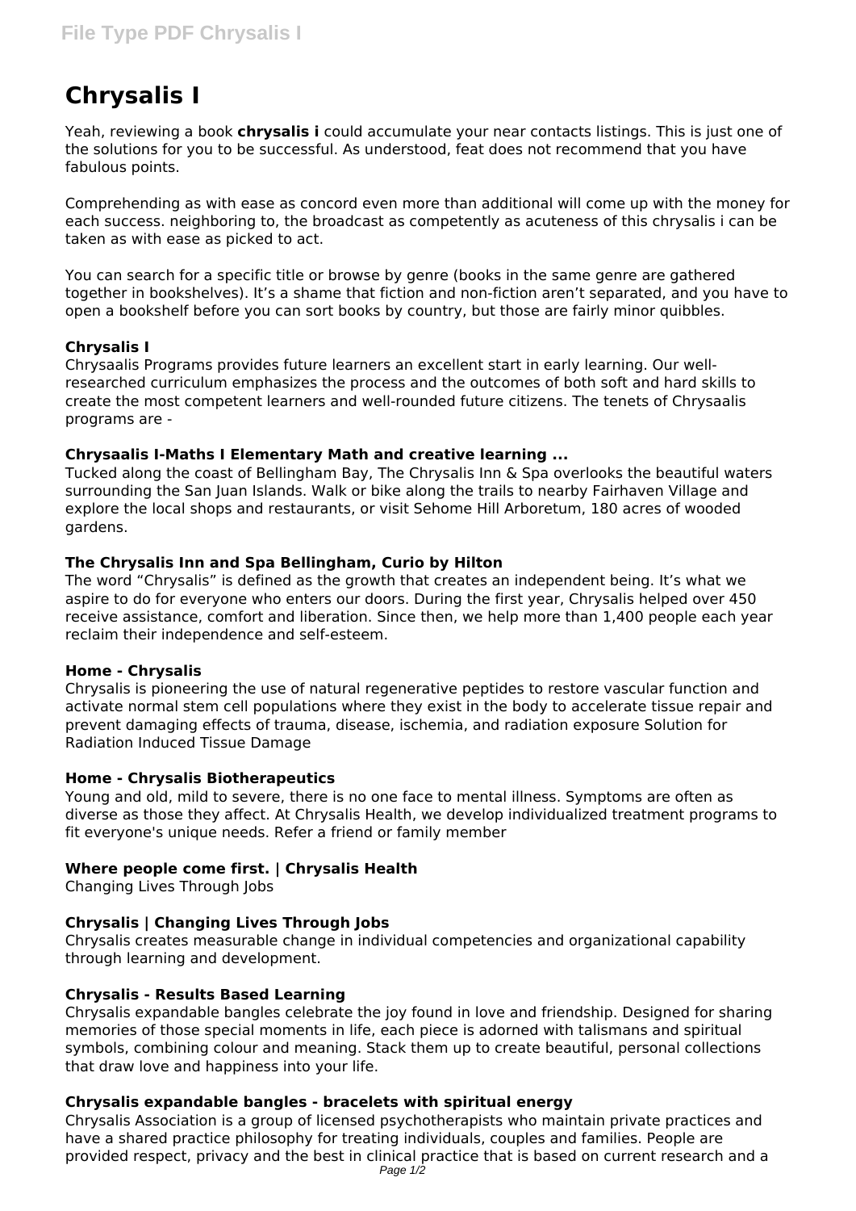# Chrysalis I

Yeah, reviewing a book **chrysalis i** could accumulate your near contacts listings. This is just one of the solutions for you to be successful. As understood, feat does not recommend that you have fabulous points.

Comprehending as with ease as concord even more than additional will come up with the money for each success. neighboring to, the broadcast as competently as acuteness of this chrysalis i can be taken as with ease as picked to act.

You can search for a specific title or browse by genre (books in the same genre are gathered together in bookshelves). It's a shame that fiction and non-fiction aren't separated, and you have to open a bookshelf before you can sort books by country, but those are fairly minor quibbles.

### Chrysalis I

Chrysaalis Programs provides future learners an excellent start in early learning. Our well-researched curriculum emphasizes the process and the outcomes of both soft and hard skills to create the most competent learners and well-rounded future citizens. The tenets of Chrysaalis programs are -

### Chrysaalis I-Maths I Elementary Math and creative learning ...

Tucked along the coast of Bellingham Bay, The Chrysalis Inn & Spa overlooks the beautiful waters surrounding the San Juan Islands. Walk or bike along the trails to nearby Fairhaven Village and explore the local shops and restaurants, or visit Sehome Hill Arboretum, 180 acres of wooded gardens.

### The Chrysalis Inn and Spa Bellingham, Curio by Hilton

The word "Chrysalis" is defined as the growth that creates an independent being. It's what we aspire to do for everyone who enters our doors. During the first year, Chrysalis helped over 450 receive assistance, comfort and liberation. Since then, we help more than 1,400 people each year reclaim their independence and self-esteem.

### Home - Chrysalis

Chrysalis is pioneering the use of natural regenerative peptides to restore vascular function and activate normal stem cell populations where they exist in the body to accelerate tissue repair and prevent damaging effects of trauma, disease, ischemia, and radiation exposure Solution for Radiation Induced Tissue Damage

### Home - Chrysalis Biotherapeutics

Young and old, mild to severe, there is no one face to mental illness. Symptoms are often as diverse as those they affect. At Chrysalis Health, we develop individualized treatment programs to fit everyone's unique needs. Refer a friend or family member

### Where people come first. | Chrysalis Health

Changing Lives Through Jobs

### Chrysalis | Changing Lives Through Jobs

Chrysalis creates measurable change in individual competencies and organizational capability through learning and development.

### Chrysalis - Results Based Learning

Chrysalis expandable bangles celebrate the joy found in love and friendship. Designed for sharing memories of those special moments in life, each piece is adorned with talismans and spiritual symbols, combining colour and meaning. Stack them up to create beautiful, personal collections that draw love and happiness into your life.

### Chrysalis expandable bangles - bracelets with spiritual energy

Chrysalis Association is a group of licensed psychotherapists who maintain private practices and have a shared practice philosophy for treating individuals, couples and families. People are provided respect, privacy and the best in clinical practice that is based on current research and a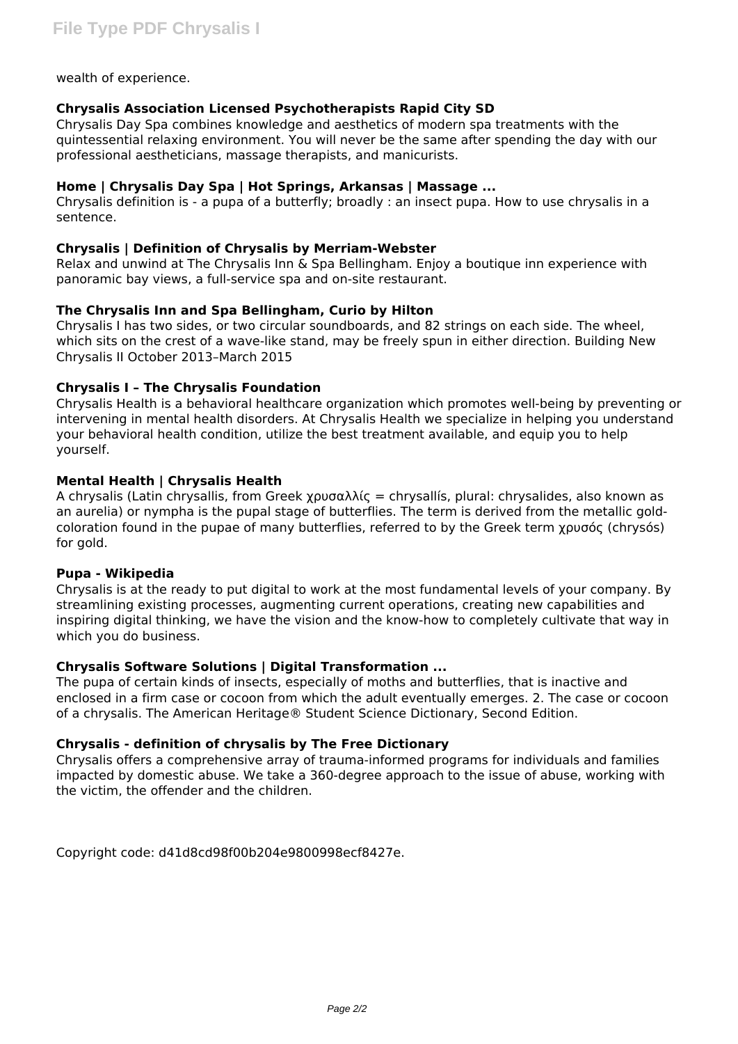wealth of experience.

### Chrysalis Association Licensed Psychotherapists Rapid City SD

Chrysalis Day Spa combines knowledge and aesthetics of modern spa treatments with the quintessential relaxing environment. You will never be the same after spending the day with our professional aestheticians, massage therapists, and manicurists.

### Home | Chrysalis Day Spa | Hot Springs, Arkansas | Massage ...

Chrysalis definition is - a pupa of a butterfly; broadly : an insect pupa. How to use chrysalis in a sentence.

### Chrysalis | Definition of Chrysalis by Merriam-Webster

Relax and unwind at The Chrysalis Inn & Spa Bellingham. Enjoy a boutique inn experience with panoramic bay views, a full-service spa and on-site restaurant.

### The Chrysalis Inn and Spa Bellingham, Curio by Hilton

Chrysalis I has two sides, or two circular soundboards, and 82 strings on each side. The wheel, which sits on the crest of a wave-like stand, may be freely spun in either direction. Building New Chrysalis II October 2013–March 2015

### Chrysalis I – The Chrysalis Foundation

Chrysalis Health is a behavioral healthcare organization which promotes well-being by preventing or intervening in mental health disorders. At Chrysalis Health we specialize in helping you understand your behavioral health condition, utilize the best treatment available, and equip you to help yourself.

### Mental Health | Chrysalis Health

A chrysalis (Latin chrysallis, from Greek χρυσαλλίς = chrysallís, plural: chrysalides, also known as an aurelia) or nympha is the pupal stage of butterflies. The term is derived from the metallic gold-coloration found in the pupae of many butterflies, referred to by the Greek term χρυσός (chrysós) for gold.

### Pupa - Wikipedia

Chrysalis is at the ready to put digital to work at the most fundamental levels of your company. By streamlining existing processes, augmenting current operations, creating new capabilities and inspiring digital thinking, we have the vision and the know-how to completely cultivate that way in which you do business.

### Chrysalis Software Solutions | Digital Transformation ...

The pupa of certain kinds of insects, especially of moths and butterflies, that is inactive and enclosed in a firm case or cocoon from which the adult eventually emerges. 2. The case or cocoon of a chrysalis. The American Heritage® Student Science Dictionary, Second Edition.

### Chrysalis - definition of chrysalis by The Free Dictionary

Chrysalis offers a comprehensive array of trauma-informed programs for individuals and families impacted by domestic abuse. We take a 360-degree approach to the issue of abuse, working with the victim, the offender and the children.

Copyright code: d41d8cd98f00b204e9800998ecf8427e.